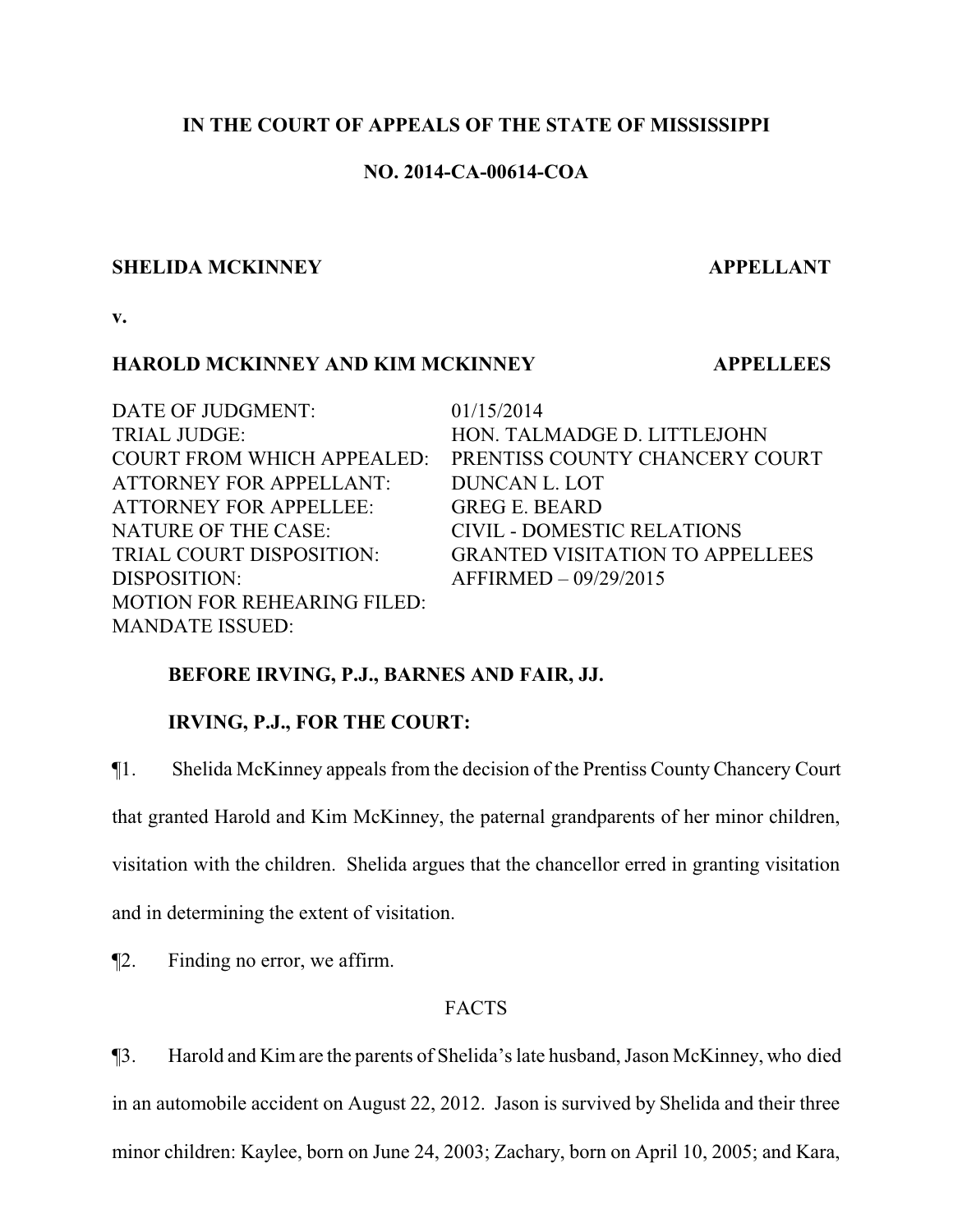**IN THE COURT OF APPEALS OF THE STATE OF MISSISSIPPI**

**NO. 2014-CA-00614-COA**

**SHELIDA MCKINNEY** — **APPELLANT**

**v.**

**HAROLD MCKINNEY AND KIM MCKINNEY** — **APPELLEES**

| | |
|---|---|
| DATE OF JUDGMENT: | 01/15/2014 |
| TRIAL JUDGE: | HON. TALMADGE D. LITTLEJOHN |
| COURT FROM WHICH APPEALED: | PRENTISS COUNTY CHANCERY COURT |
| ATTORNEY FOR APPELLANT: | DUNCAN L. LOT |
| ATTORNEY FOR APPELLEE: | GREG E. BEARD |
| NATURE OF THE CASE: | CIVIL - DOMESTIC RELATIONS |
| TRIAL COURT DISPOSITION: | GRANTED VISITATION TO APPELLEES |
| DISPOSITION: | AFFIRMED – 09/29/2015 |
| MOTION FOR REHEARING FILED: | |
| MANDATE ISSUED: | |

**BEFORE IRVING, P.J., BARNES AND FAIR, JJ.**

**IRVING, P.J., FOR THE COURT:**

¶1. Shelida McKinney appeals from the decision of the Prentiss County Chancery Court that granted Harold and Kim McKinney, the paternal grandparents of her minor children, visitation with the children. Shelida argues that the chancellor erred in granting visitation and in determining the extent of visitation.

¶2. Finding no error, we affirm.

FACTS

¶3. Harold and Kim are the parents of Shelida's late husband, Jason McKinney, who died in an automobile accident on August 22, 2012. Jason is survived by Shelida and their three minor children: Kaylee, born on June 24, 2003; Zachary, born on April 10, 2005; and Kara,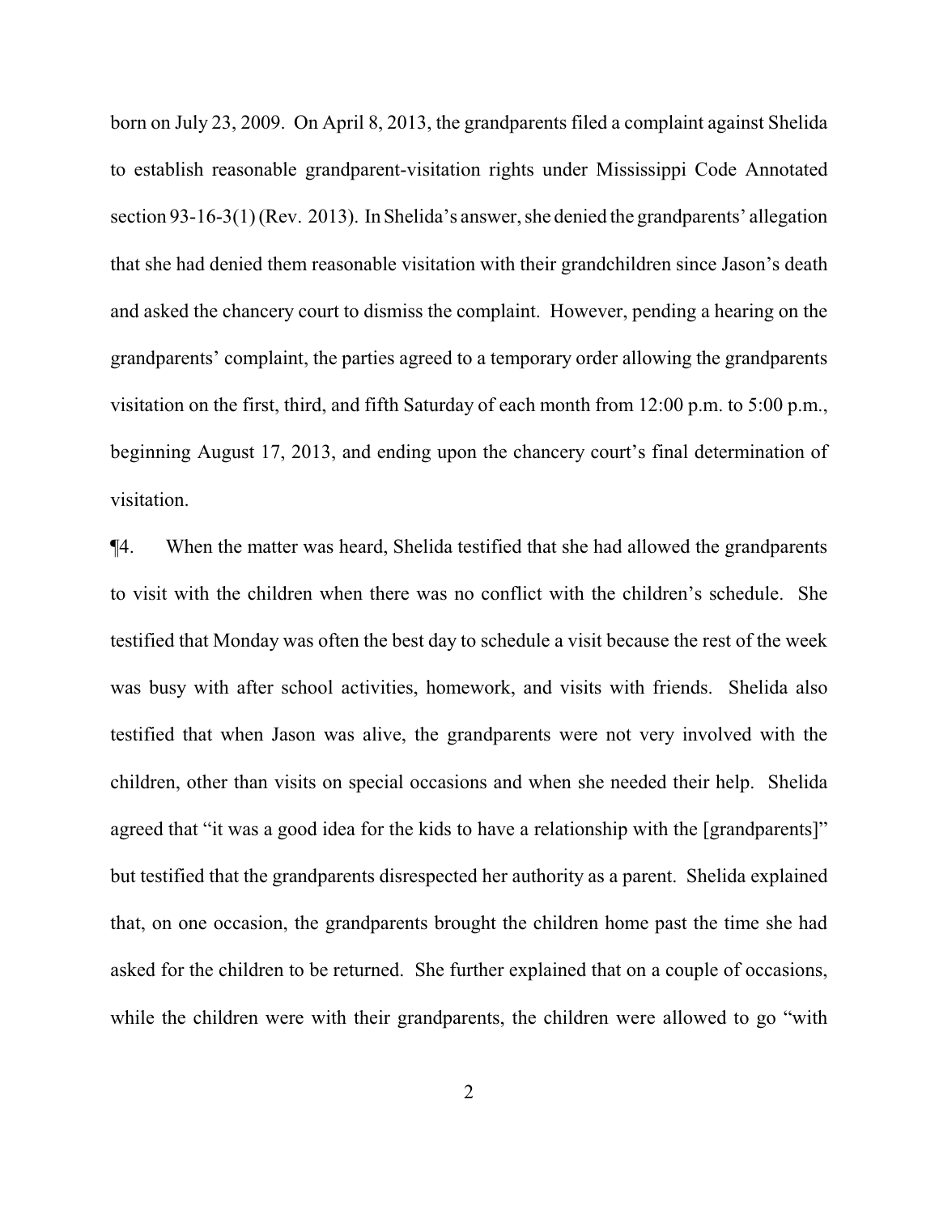born on July 23, 2009. On April 8, 2013, the grandparents filed a complaint against Shelida to establish reasonable grandparent-visitation rights under Mississippi Code Annotated section 93-16-3(1) (Rev. 2013). In Shelida's answer, she denied the grandparents' allegation that she had denied them reasonable visitation with their grandchildren since Jason's death and asked the chancery court to dismiss the complaint. However, pending a hearing on the grandparents' complaint, the parties agreed to a temporary order allowing the grandparents visitation on the first, third, and fifth Saturday of each month from 12:00 p.m. to 5:00 p.m., beginning August 17, 2013, and ending upon the chancery court's final determination of visitation.

¶4. When the matter was heard, Shelida testified that she had allowed the grandparents to visit with the children when there was no conflict with the children's schedule. She testified that Monday was often the best day to schedule a visit because the rest of the week was busy with after school activities, homework, and visits with friends. Shelida also testified that when Jason was alive, the grandparents were not very involved with the children, other than visits on special occasions and when she needed their help. Shelida agreed that "it was a good idea for the kids to have a relationship with the [grandparents]" but testified that the grandparents disrespected her authority as a parent. Shelida explained that, on one occasion, the grandparents brought the children home past the time she had asked for the children to be returned. She further explained that on a couple of occasions, while the children were with their grandparents, the children were allowed to go "with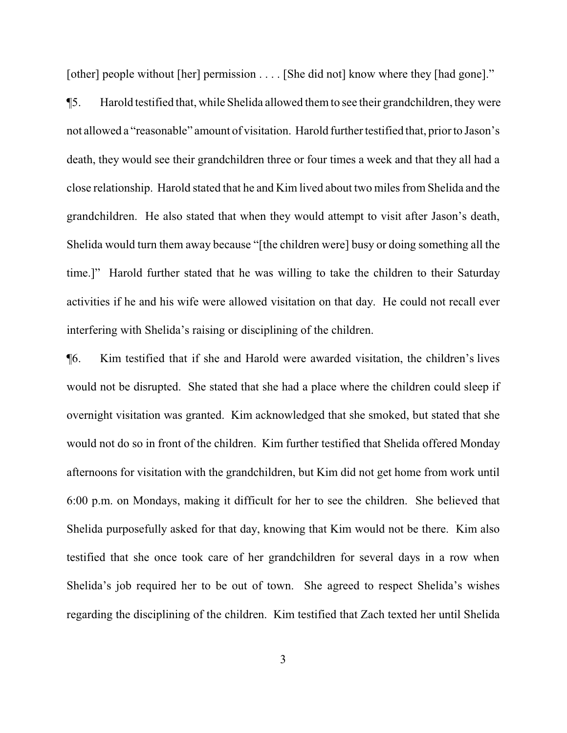[other] people without [her] permission . . . . [She did not] know where they [had gone]."

¶5. Harold testified that, while Shelida allowed them to see their grandchildren, they were not allowed a "reasonable" amount of visitation. Harold further testified that, prior to Jason's death, they would see their grandchildren three or four times a week and that they all had a close relationship. Harold stated that he and Kim lived about two miles from Shelida and the grandchildren. He also stated that when they would attempt to visit after Jason's death, Shelida would turn them away because "[the children were] busy or doing something all the time.]" Harold further stated that he was willing to take the children to their Saturday activities if he and his wife were allowed visitation on that day. He could not recall ever interfering with Shelida's raising or disciplining of the children.

¶6. Kim testified that if she and Harold were awarded visitation, the children's lives would not be disrupted. She stated that she had a place where the children could sleep if overnight visitation was granted. Kim acknowledged that she smoked, but stated that she would not do so in front of the children. Kim further testified that Shelida offered Monday afternoons for visitation with the grandchildren, but Kim did not get home from work until 6:00 p.m. on Mondays, making it difficult for her to see the children. She believed that Shelida purposefully asked for that day, knowing that Kim would not be there. Kim also testified that she once took care of her grandchildren for several days in a row when Shelida's job required her to be out of town. She agreed to respect Shelida's wishes regarding the disciplining of the children. Kim testified that Zach texted her until Shelida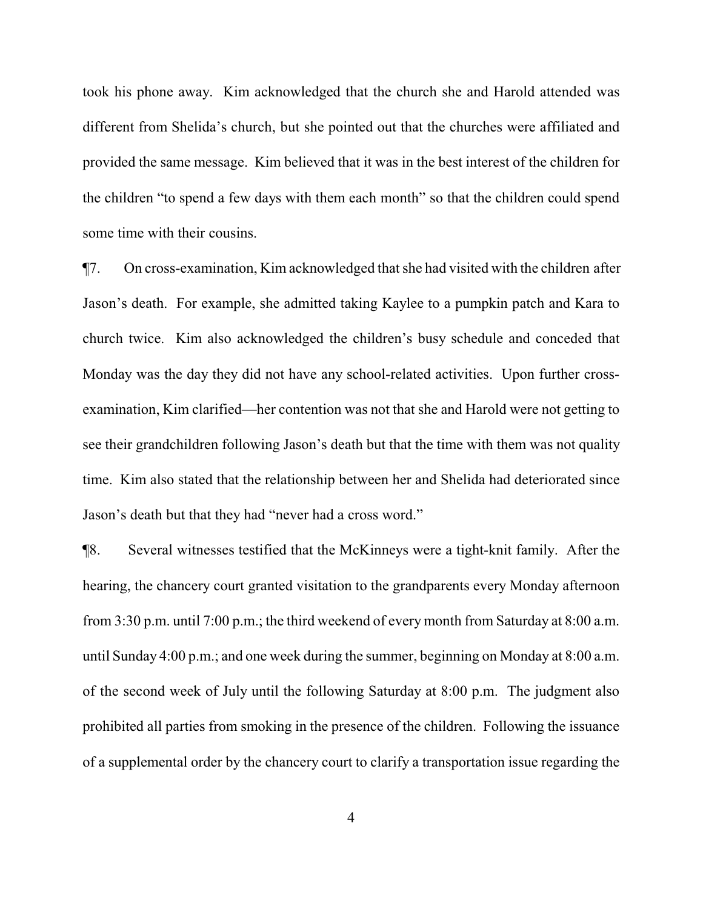took his phone away. Kim acknowledged that the church she and Harold attended was different from Shelida's church, but she pointed out that the churches were affiliated and provided the same message. Kim believed that it was in the best interest of the children for the children "to spend a few days with them each month" so that the children could spend some time with their cousins.

¶7. On cross-examination, Kim acknowledged that she had visited with the children after Jason's death. For example, she admitted taking Kaylee to a pumpkin patch and Kara to church twice. Kim also acknowledged the children's busy schedule and conceded that Monday was the day they did not have any school-related activities. Upon further cross-examination, Kim clarified—her contention was not that she and Harold were not getting to see their grandchildren following Jason's death but that the time with them was not quality time. Kim also stated that the relationship between her and Shelida had deteriorated since Jason's death but that they had "never had a cross word."

¶8. Several witnesses testified that the McKinneys were a tight-knit family. After the hearing, the chancery court granted visitation to the grandparents every Monday afternoon from 3:30 p.m. until 7:00 p.m.; the third weekend of every month from Saturday at 8:00 a.m. until Sunday 4:00 p.m.; and one week during the summer, beginning on Monday at 8:00 a.m. of the second week of July until the following Saturday at 8:00 p.m. The judgment also prohibited all parties from smoking in the presence of the children. Following the issuance of a supplemental order by the chancery court to clarify a transportation issue regarding the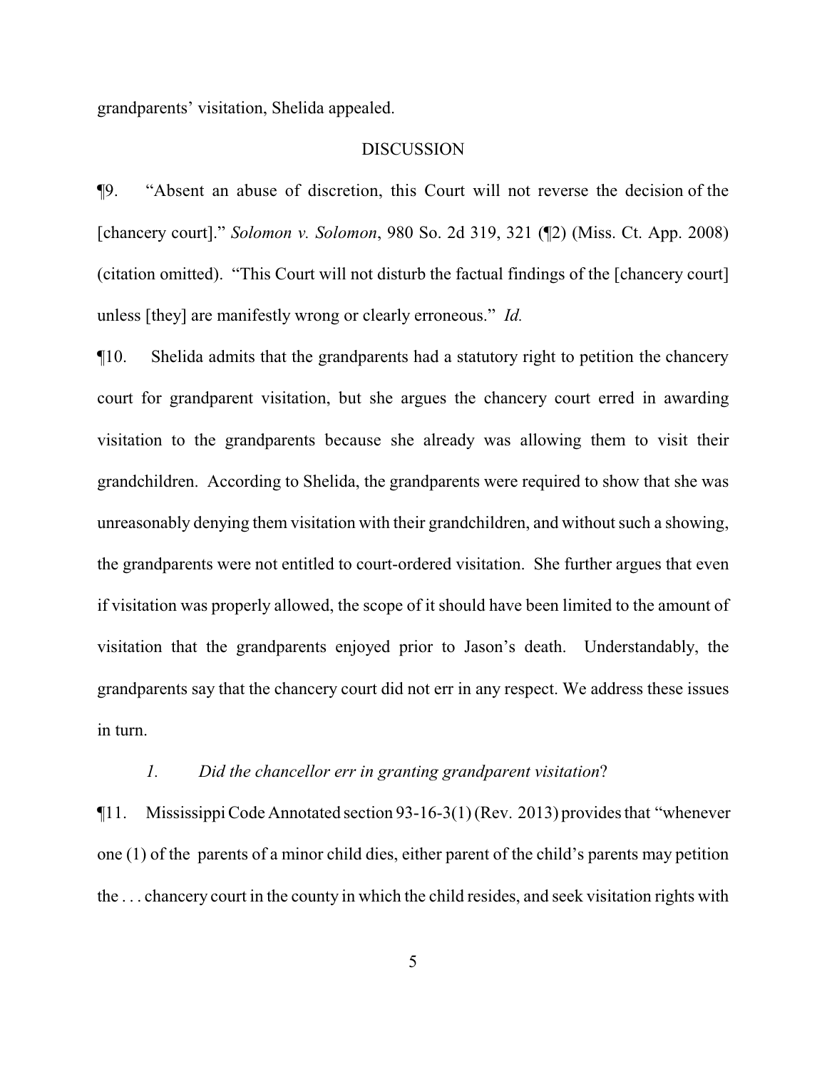grandparents' visitation, Shelida appealed.

## DISCUSSION

¶9. "Absent an abuse of discretion, this Court will not reverse the decision of the [chancery court]." *Solomon v. Solomon*, 980 So. 2d 319, 321 (¶2) (Miss. Ct. App. 2008) (citation omitted). "This Court will not disturb the factual findings of the [chancery court] unless [they] are manifestly wrong or clearly erroneous." *Id.*

¶10. Shelida admits that the grandparents had a statutory right to petition the chancery court for grandparent visitation, but she argues the chancery court erred in awarding visitation to the grandparents because she already was allowing them to visit their grandchildren. According to Shelida, the grandparents were required to show that she was unreasonably denying them visitation with their grandchildren, and without such a showing, the grandparents were not entitled to court-ordered visitation. She further argues that even if visitation was properly allowed, the scope of it should have been limited to the amount of visitation that the grandparents enjoyed prior to Jason's death. Understandably, the grandparents say that the chancery court did not err in any respect. We address these issues in turn.

*1. Did the chancellor err in granting grandparent visitation?*

¶11. Mississippi Code Annotated section 93-16-3(1) (Rev. 2013) provides that "whenever one (1) of the parents of a minor child dies, either parent of the child's parents may petition the . . . chancery court in the county in which the child resides, and seek visitation rights with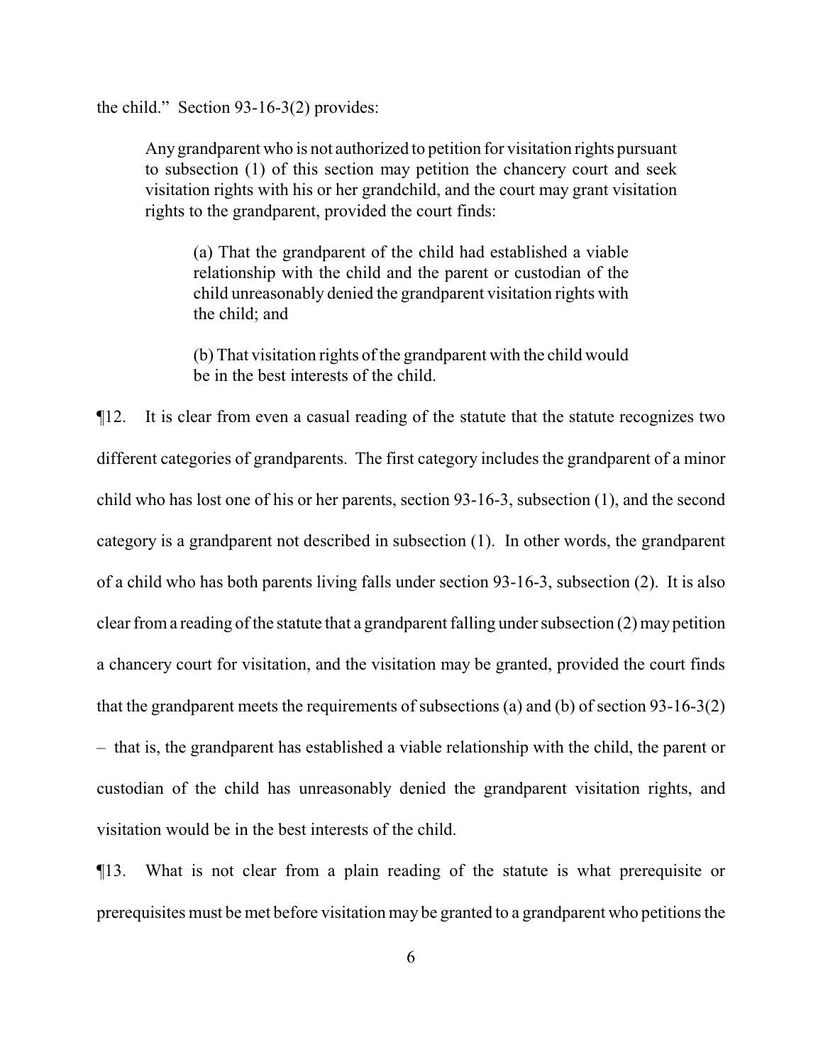the child." Section 93-16-3(2) provides:

> Any grandparent who is not authorized to petition for visitation rights pursuant to subsection (1) of this section may petition the chancery court and seek visitation rights with his or her grandchild, and the court may grant visitation rights to the grandparent, provided the court finds:
>
> > (a) That the grandparent of the child had established a viable relationship with the child and the parent or custodian of the child unreasonably denied the grandparent visitation rights with the child; and
> >
> > (b) That visitation rights of the grandparent with the child would be in the best interests of the child.

¶12. It is clear from even a casual reading of the statute that the statute recognizes two different categories of grandparents. The first category includes the grandparent of a minor child who has lost one of his or her parents, section 93-16-3, subsection (1), and the second category is a grandparent not described in subsection (1). In other words, the grandparent of a child who has both parents living falls under section 93-16-3, subsection (2). It is also clear from a reading of the statute that a grandparent falling under subsection (2) may petition a chancery court for visitation, and the visitation may be granted, provided the court finds that the grandparent meets the requirements of subsections (a) and (b) of section 93-16-3(2) – that is, the grandparent has established a viable relationship with the child, the parent or custodian of the child has unreasonably denied the grandparent visitation rights, and visitation would be in the best interests of the child.

¶13. What is not clear from a plain reading of the statute is what prerequisite or prerequisites must be met before visitation may be granted to a grandparent who petitions the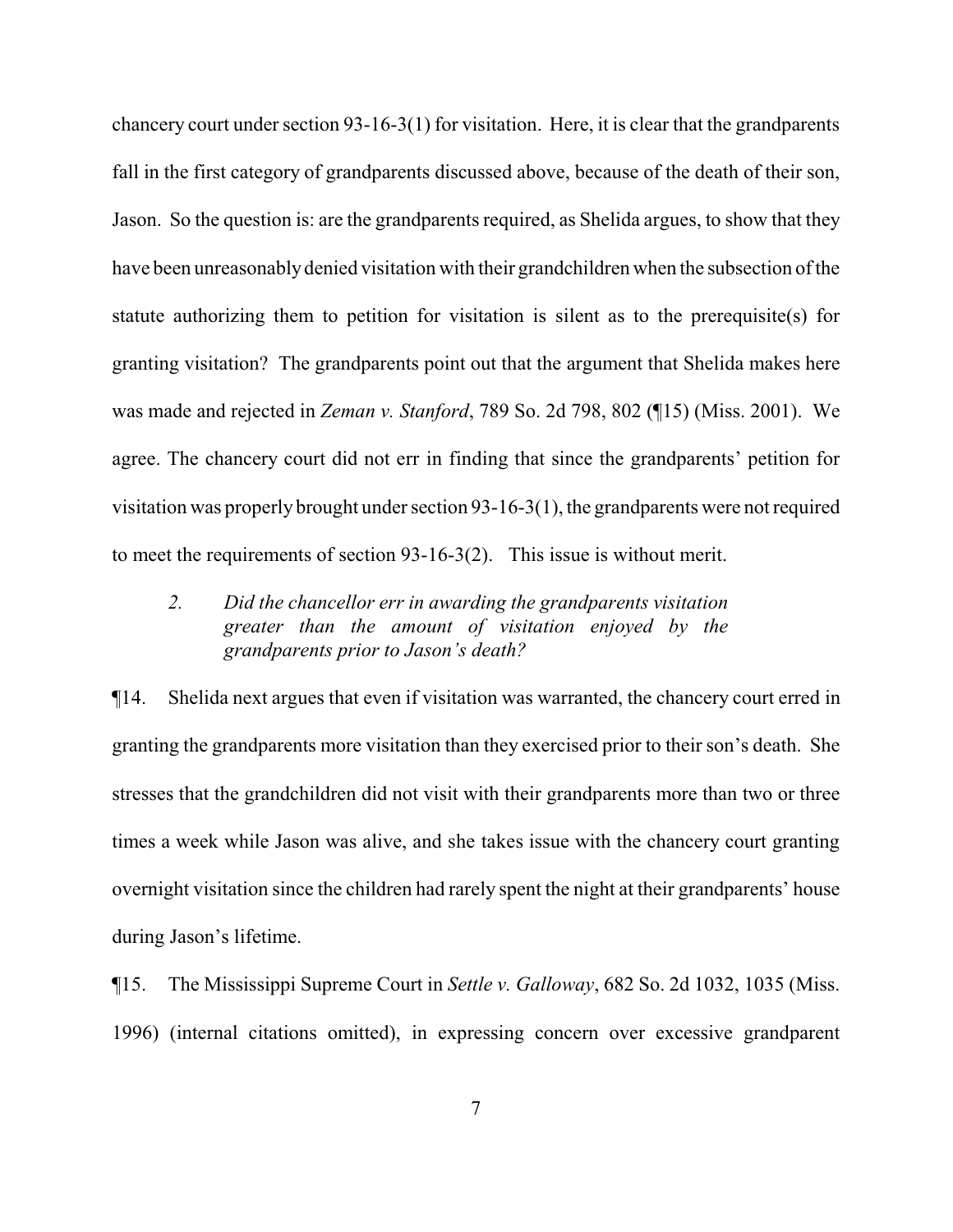chancery court under section 93-16-3(1) for visitation. Here, it is clear that the grandparents fall in the first category of grandparents discussed above, because of the death of their son, Jason. So the question is: are the grandparents required, as Shelida argues, to show that they have been unreasonably denied visitation with their grandchildren when the subsection of the statute authorizing them to petition for visitation is silent as to the prerequisite(s) for granting visitation? The grandparents point out that the argument that Shelida makes here was made and rejected in *Zeman v. Stanford*, 789 So. 2d 798, 802 (¶15) (Miss. 2001). We agree. The chancery court did not err in finding that since the grandparents' petition for visitation was properly brought under section 93-16-3(1), the grandparents were not required to meet the requirements of section 93-16-3(2). This issue is without merit.

> *2. Did the chancellor err in awarding the grandparents visitation greater than the amount of visitation enjoyed by the grandparents prior to Jason's death?*

¶14. Shelida next argues that even if visitation was warranted, the chancery court erred in granting the grandparents more visitation than they exercised prior to their son's death. She stresses that the grandchildren did not visit with their grandparents more than two or three times a week while Jason was alive, and she takes issue with the chancery court granting overnight visitation since the children had rarely spent the night at their grandparents' house during Jason's lifetime.

¶15. The Mississippi Supreme Court in *Settle v. Galloway*, 682 So. 2d 1032, 1035 (Miss. 1996) (internal citations omitted), in expressing concern over excessive grandparent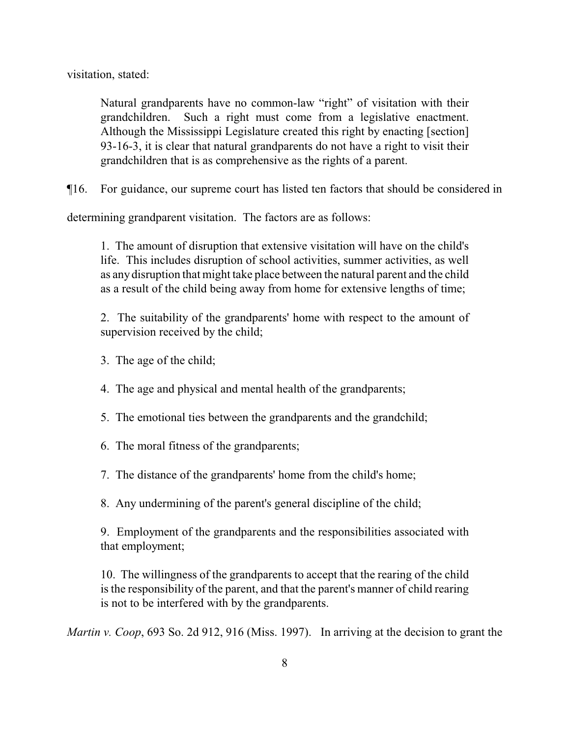visitation, stated:

> Natural grandparents have no common-law "right" of visitation with their grandchildren. Such a right must come from a legislative enactment. Although the Mississippi Legislature created this right by enacting [section] 93-16-3, it is clear that natural grandparents do not have a right to visit their grandchildren that is as comprehensive as the rights of a parent.

¶16. For guidance, our supreme court has listed ten factors that should be considered in determining grandparent visitation. The factors are as follows:

> 1. The amount of disruption that extensive visitation will have on the child's life. This includes disruption of school activities, summer activities, as well as any disruption that might take place between the natural parent and the child as a result of the child being away from home for extensive lengths of time;
>
> 2. The suitability of the grandparents' home with respect to the amount of supervision received by the child;
>
> 3. The age of the child;
>
> 4. The age and physical and mental health of the grandparents;
>
> 5. The emotional ties between the grandparents and the grandchild;
>
> 6. The moral fitness of the grandparents;
>
> 7. The distance of the grandparents' home from the child's home;
>
> 8. Any undermining of the parent's general discipline of the child;
>
> 9. Employment of the grandparents and the responsibilities associated with that employment;
>
> 10. The willingness of the grandparents to accept that the rearing of the child is the responsibility of the parent, and that the parent's manner of child rearing is not to be interfered with by the grandparents.

*Martin v. Coop*, 693 So. 2d 912, 916 (Miss. 1997). In arriving at the decision to grant the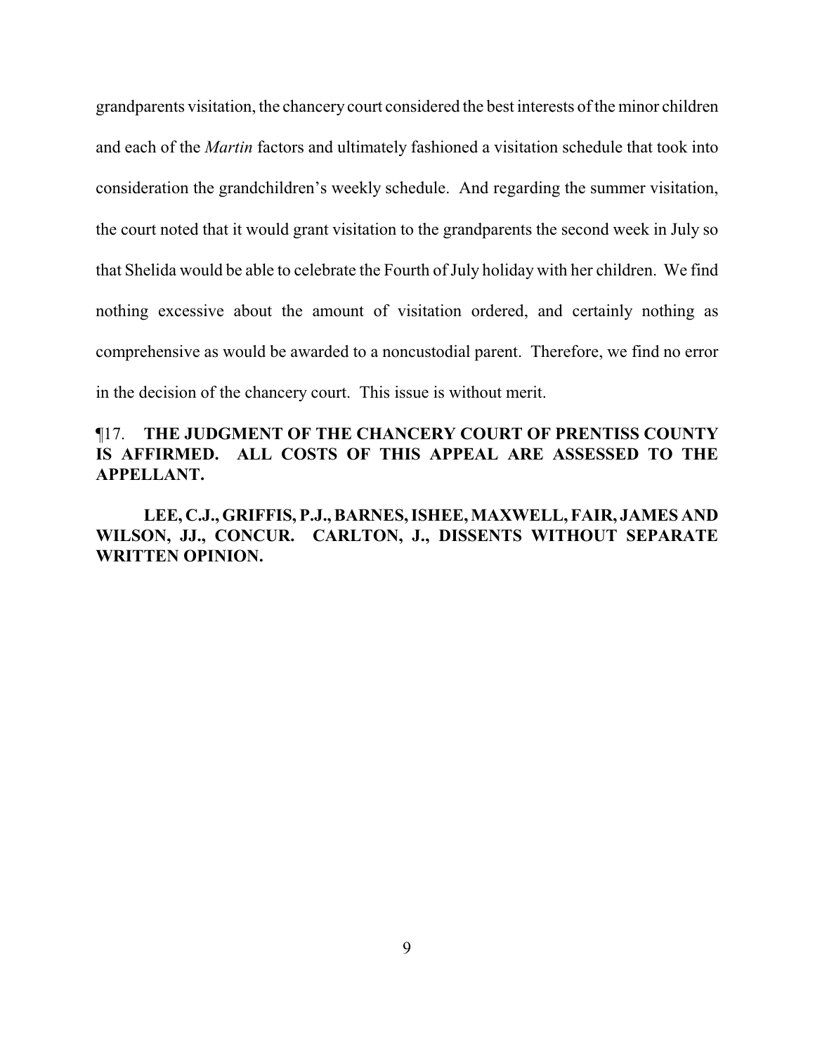grandparents visitation, the chancery court considered the best interests of the minor children and each of the *Martin* factors and ultimately fashioned a visitation schedule that took into consideration the grandchildren's weekly schedule. And regarding the summer visitation, the court noted that it would grant visitation to the grandparents the second week in July so that Shelida would be able to celebrate the Fourth of July holiday with her children. We find nothing excessive about the amount of visitation ordered, and certainly nothing as comprehensive as would be awarded to a noncustodial parent. Therefore, we find no error in the decision of the chancery court. This issue is without merit.

¶17. **THE JUDGMENT OF THE CHANCERY COURT OF PRENTISS COUNTY IS AFFIRMED. ALL COSTS OF THIS APPEAL ARE ASSESSED TO THE APPELLANT.**

**LEE, C.J., GRIFFIS, P.J., BARNES, ISHEE, MAXWELL, FAIR, JAMES AND WILSON, JJ., CONCUR. CARLTON, J., DISSENTS WITHOUT SEPARATE WRITTEN OPINION.**